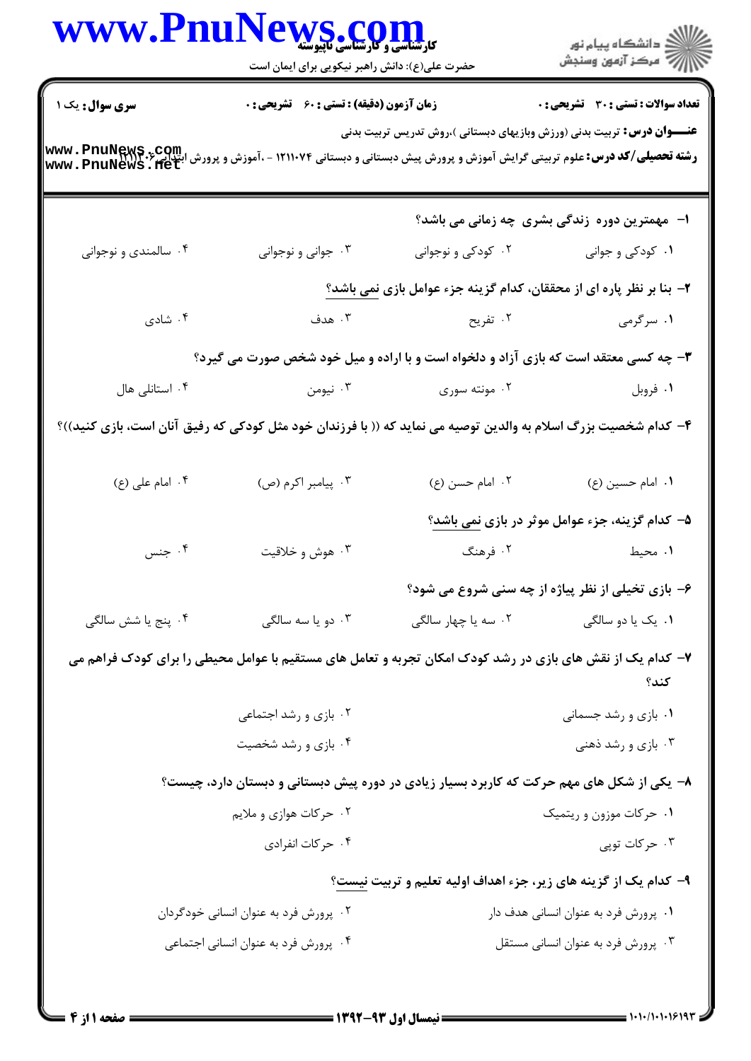**سری سوال:** یک ۱

**زمان آزمون (دقیقه) : تستی : ۶۰ تشریحی : ۰**

**تعداد سوالات : تستی : ۳۰ تشریحی : ۰**

**عنـــوان درس:** تربیت بدنی (ورزش وبازیهای دبستانی )،روش تدریس تربیت بدنی

**رشته تحصیلی/کد درس:** علوم تربیتی گرایش آموزش و پرورش پیش دبستانی و دبستانی ۱۲۱۱۰۷۴ - ،آموزش و پرورش ابتدایی ۱۲۱۱۰۰۶

۱- مهمترین دوره زندگی بشری چه زمانی می باشد؟

۱. کودکی و جوانی
۲. کودکی و نوجوانی
۳. جوانی و نوجوانی
۴. سالمندی و نوجوانی

۲- بنا بر نظر پاره ای از محققان، کدام گزینه جزء عوامل بازی نمی باشد؟

۱. سرگرمی
۲. تفریح
۳. هدف
۴. شادی

۳- چه کسی معتقد است که بازی آزاد و دلخواه است و با اراده و میل خود شخص صورت می گیرد؟

۱. فروبل
۲. مونته سوری
۳. نیومن
۴. استانلی هال

۴- کدام شخصیت بزرگ اسلام به والدین توصیه می نماید که (( با فرزندان خود مثل کودکی که رفیق آنان است، بازی کنید))؟

۱. امام حسین (ع)
۲. امام حسن (ع)
۳. پیامبر اکرم (ص)
۴. امام علی (ع)

۵- کدام گزینه، جزء عوامل موثر در بازی نمی باشد؟

۱. محیط
۲. فرهنگ
۳. هوش و خلاقیت
۴. جنس

۶- بازی تخیلی از نظر پیاژه از چه سنی شروع می شود؟

۱. یک یا دو سالگی
۲. سه یا چهار سالگی
۳. دو یا سه سالگی
۴. پنج یا شش سالگی

۷- کدام یک از نقش های بازی در رشد کودک امکان تجربه و تعامل های مستقیم با عوامل محیطی را برای کودک فراهم می کند؟

۱. بازی و رشد جسمانی
۲. بازی و رشد اجتماعی
۳. بازی و رشد ذهنی
۴. بازی و رشد شخصیت

۸- یکی از شکل های مهم حرکت که کاربرد بسیار زیادی در دوره پیش دبستانی و دبستان دارد، چیست؟

۱. حرکات موزون و ریتمیک
۲. حرکات هوازی و ملایم
۳. حرکات توپی
۴. حرکات انفرادی

۹- کدام یک از گزینه های زیر، جزء اهداف اولیه تعلیم و تربیت نیست؟

۱. پرورش فرد به عنوان انسانی هدف دار
۲. پرورش فرد به عنوان انسانی خودگردان
۳. پرورش فرد به عنوان انسانی مستقل
۴. پرورش فرد به عنوان انسانی اجتماعی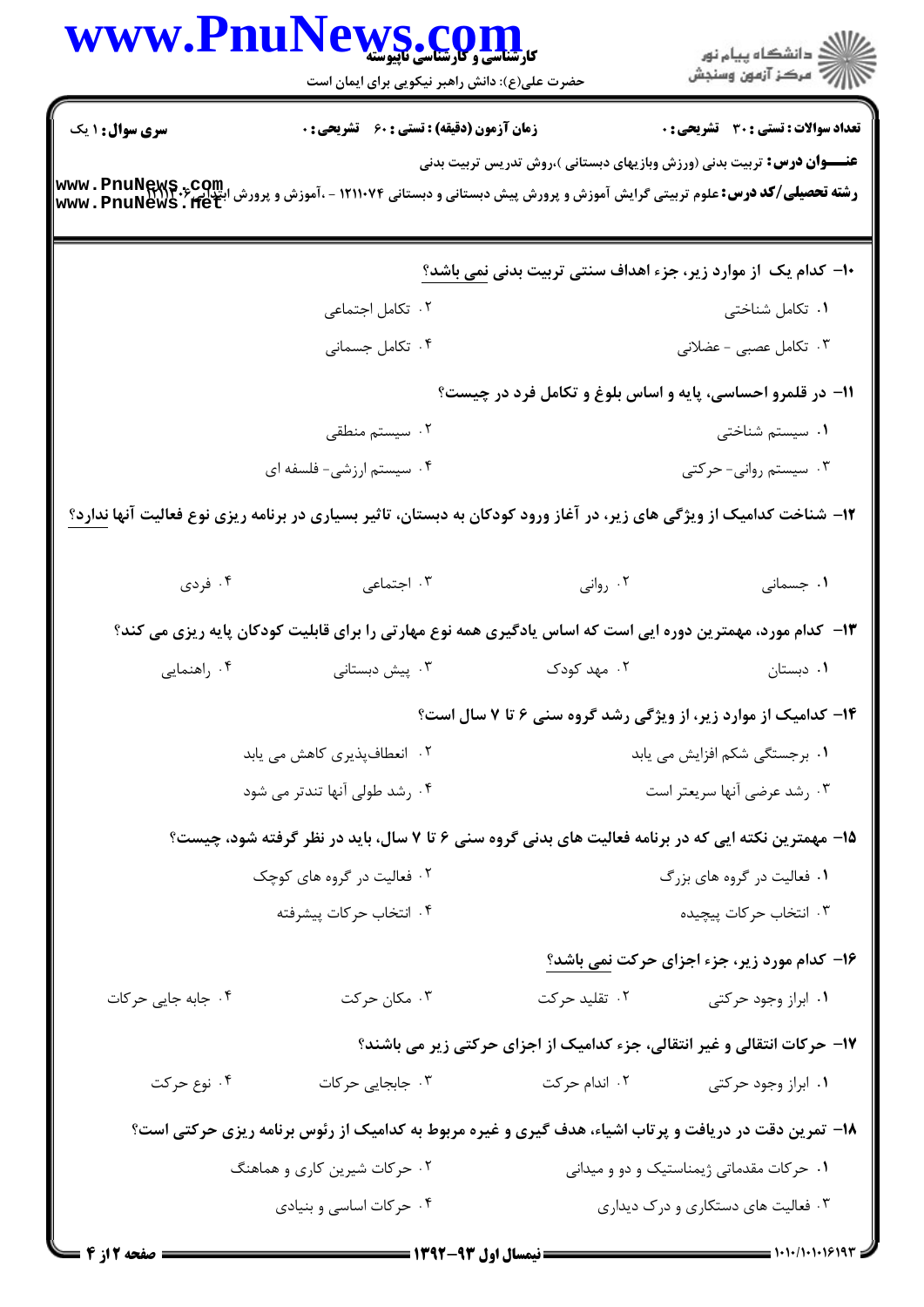**سری سوال:** ۱ یک

**زمان آزمون (دقیقه) : تستی : ۶۰ تشریحی : ۰**

**تعداد سوالات : تستی : ۳۰ تشریحی : ۰**

**عنـــوان درس:** تربیت بدنی (ورزش وبازیهای دبستانی )،روش تدریس تربیت بدنی

**رشته تحصیلی/کد درس:** علوم تربیتی گرایش آموزش و پرورش پیش دبستانی و دبستانی ۱۲۱۱۰۷۴ - ،آموزش و پرورش ابتدایی ۱۲۱۱۲۰۶

۱۰- کدام یک از موارد زیر، جزء اهداف سنتی تربیت بدنی نمی باشد؟

۱. تکامل شناختی
۲. تکامل اجتماعی
۳. تکامل عصبی - عضلانی
۴. تکامل جسمانی

۱۱- در قلمرو احساسی، پایه و اساس بلوغ و تکامل فرد در چیست؟

۱. سیستم شناختی
۲. سیستم منطقی
۳. سیستم روانی- حرکتی
۴. سیستم ارزشی- فلسفه ای

۱۲- شناخت کدامیک از ویژگی های زیر، در آغاز ورود کودکان به دبستان، تاثیر بسیاری در برنامه ریزی نوع فعالیت آنها ندارد؟

۱. جسمانی
۲. روانی
۳. اجتماعی
۴. فردی

۱۳- کدام مورد، مهمترین دوره ایی است که اساس یادگیری همه نوع مهارتی را برای قابلیت کودکان پایه ریزی می کند؟

۱. دبستان
۲. مهد کودک
۳. پیش دبستانی
۴. راهنمایی

۱۴- کدامیک از موارد زیر، از ویژگی رشد گروه سنی ۶ تا ۷ سال است؟

۱. برجستگی شکم افزایش می یابد
۲. انعطاف‌پذیری کاهش می یابد
۳. رشد عرضی آنها سریعتر است
۴. رشد طولی آنها تندتر می شود

۱۵- مهمترین نکته ایی که در برنامه فعالیت های بدنی گروه سنی ۶ تا ۷ سال، باید در نظر گرفته شود، چیست؟

۱. فعالیت در گروه های بزرگ
۲. فعالیت در گروه های کوچک
۳. انتخاب حرکات پیچیده
۴. انتخاب حرکات پیشرفته

۱۶- کدام مورد زیر، جزء اجزای حرکت نمی باشد؟

۱. ابراز وجود حرکتی
۲. تقلید حرکت
۳. مکان حرکت
۴. جابه جایی حرکات

۱۷- حرکات انتقالی و غیر انتقالی، جزء کدامیک از اجزای حرکتی زیر می باشند؟

۱. ابراز وجود حرکتی
۲. اندام حرکت
۳. جابجایی حرکات
۴. نوع حرکت

۱۸- تمرین دقت در دریافت و پرتاب اشیاء، هدف گیری و غیره مربوط به کدامیک از رئوس برنامه ریزی حرکتی است؟

۱. حرکات مقدماتی ژیمناستیک و دو و میدانی
۲. حرکات شیرین کاری و هماهنگ
۳. فعالیت های دستکاری و درک دیداری
۴. حرکات اساسی و بنیادی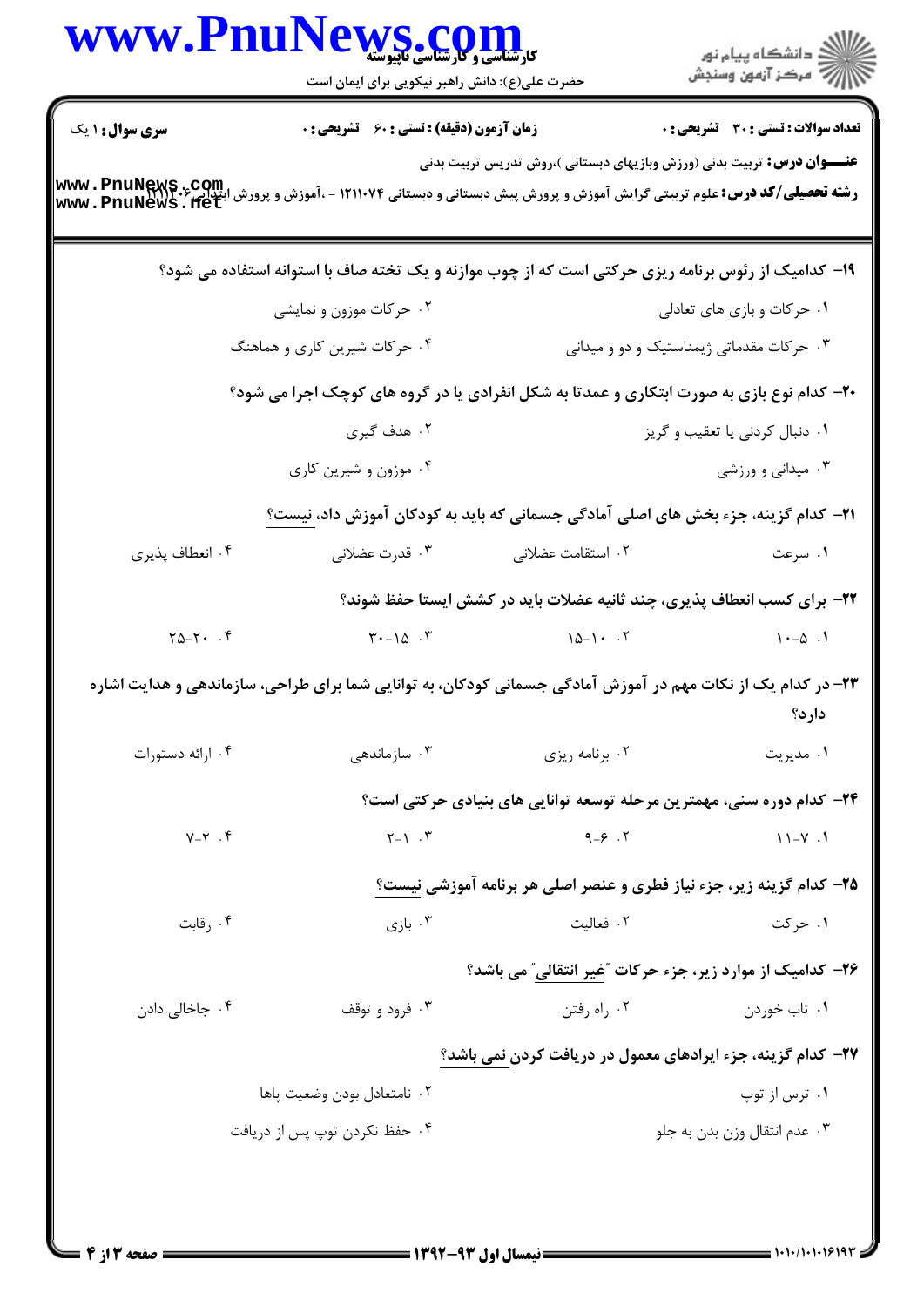**سری سوال:** ۱ یک | **زمان آزمون (دقیقه) : تستی :** ۶۰ **تشریحی :** ۰ | **تعداد سوالات : تستی :** ۳۰ **تشریحی :** ۰

**عنـــوان درس:** تربیت بدنی (ورزش وبازیهای دبستانی )،روش تدریس تربیت بدنی

**رشته تحصیلی/کد درس:** علوم تربیتی گرایش آموزش و پرورش پیش دبستانی و دبستانی ۱۲۱۱۰۷۴ - ،آموزش و پرورش ابتدایی ۱۲۱۱۶۰۶

۱۹- کدامیک از رئوس برنامه ریزی حرکتی است که از چوب موازنه و یک تخته صاف با استوانه استفاده می شود؟

۱. حرکات و بازی های تعادلی

۲. حرکات موزون و نمایشی

۳. حرکات مقدماتی ژیمناستیک و دو و میدانی

۴. حرکات شیرین کاری و هماهنگ

۲۰- کدام نوع بازی به صورت ابتکاری و عمدتا به شکل انفرادی یا در گروه های کوچک اجرا می شود؟

۱. دنبال کردنی یا تعقیب و گریز

۲. هدف گیری

۳. میدانی و ورزشی

۴. موزون و شیرین کاری

۲۱- کدام گزینه، جزء بخش های اصلی آمادگی جسمانی که باید به کودکان آموزش داد، نیست؟

۱. سرعت

۲. استقامت عضلانی

۳. قدرت عضلانی

۴. انعطاف پذیری

۲۲- برای کسب انعطاف پذیری، چند ثانیه عضلات باید در کشش ایستا حفظ شوند؟

۱. ۵-۱۰

۲. ۱۰-۱۵

۳. ۱۵-۳۰

۴. ۲۰-۲۵

۲۳- در کدام یک از نکات مهم در آموزش آمادگی جسمانی کودکان، به توانایی شما برای طراحی، سازماندهی و هدایت اشاره دارد؟

۱. مدیریت

۲. برنامه ریزی

۳. سازماندهی

۴. ارائه دستورات

۲۴- کدام دوره سنی، مهمترین مرحله توسعه توانایی های بنیادی حرکتی است؟

۱. ۷-۱۱

۲. ۶-۹

۳. ۱-۲

۴. ۲-۷

۲۵- کدام گزینه زیر، جزء نیاز فطری و عنصر اصلی هر برنامه آموزشی نیست؟

۱. حرکت

۲. فعالیت

۳. بازی

۴. رقابت

۲۶- کدامیک از موارد زیر، جزء حرکات "غیر انتقالی" می باشد؟

۱. تاب خوردن

۲. راه رفتن

۳. فرود و توقف

۴. جاخالی دادن

۲۷- کدام گزینه، جزء ایرادهای معمول در دریافت کردن نمی باشد؟

۱. ترس از توپ

۲. نامتعادل بودن وضعیت پاها

۳. عدم انتقال وزن بدن به جلو

۴. حفظ نکردن توپ پس از دریافت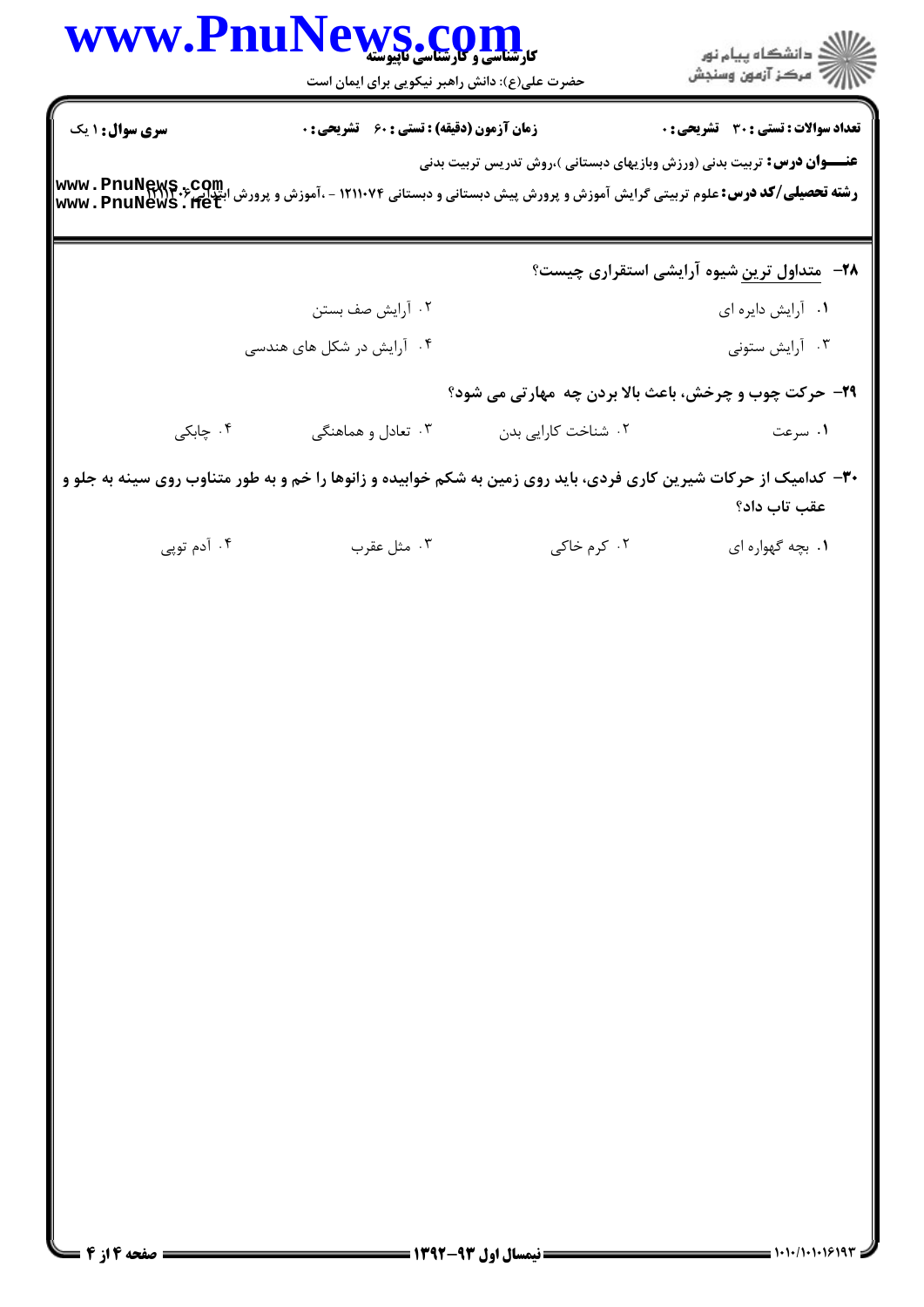**تعداد سوالات : تستی : ۳۰ تشریحی : ۰** | **زمان آزمون (دقیقه) : تستی : ۶۰ تشریحی : ۰** | **سری سوال : ۱ یک**

**عنـــوان درس:** تربیت بدنی (ورزش وبازیهای دبستانی )،روش تدریس تربیت بدنی

**رشته تحصیلی/کد درس:** علوم تربیتی گرایش آموزش و پرورش پیش دبستانی و دبستانی ۱۲۱۱۰۷۴ - ،آموزش و پرورش ابتدایی ۱۲۱۱۰۰۶

**۲۸- متداول ترین شیوه آرایشی استقراری چیست؟**

۱. آرایش دایره ای

۲. آرایش صف بستن

۳. آرایش ستونی

۴. آرایش در شکل های هندسی

**۲۹- حرکت چوب و چرخش، باعث بالا بردن چه مهارتی می شود؟**

۱. سرعت

۲. شناخت کارایی بدن

۳. تعادل و هماهنگی

۴. چابکی

**۳۰- کدامیک از حرکات شیرین کاری فردی، باید روی زمین به شکم خوابیده و زانوها را خم و به طور متناوب روی سینه به جلو و عقب تاب داد؟**

۱. بچه گهواره ای

۲. کرم خاکی

۳. مثل عقرب

۴. آدم توپی